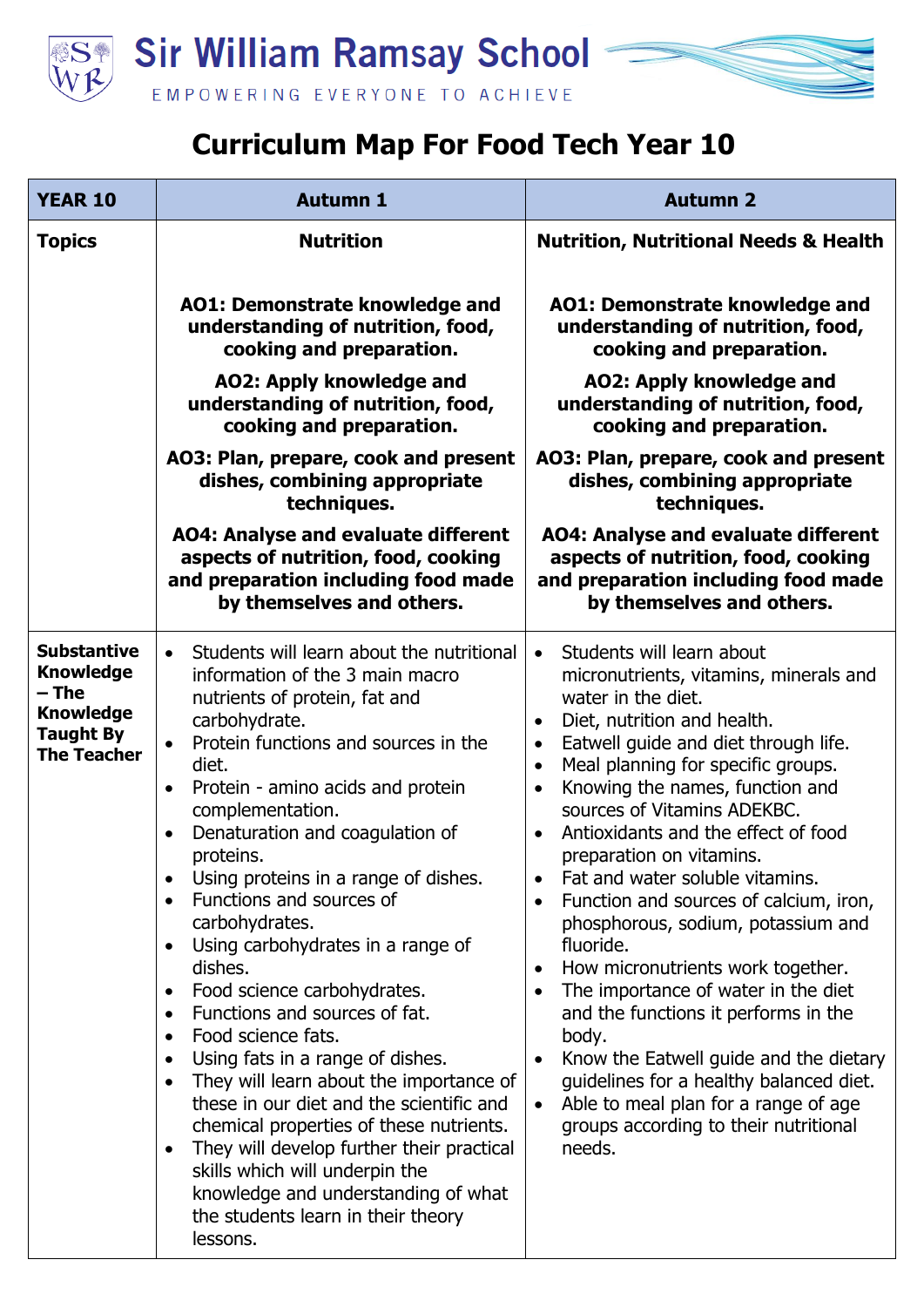# Sir William Ramsay School

EMPOWERING EVERYONE TO ACHIEVE

# Curriculum Map For Food Tech Year 10

| YEAR 10 | Autumn 1 | Autumn 2 |
|---|---|---|
| **Topics** | **Nutrition**<br><br>**AO1: Demonstrate knowledge and understanding of nutrition, food, cooking and preparation.**<br>**AO2: Apply knowledge and understanding of nutrition, food, cooking and preparation.**<br>**AO3: Plan, prepare, cook and present dishes, combining appropriate techniques.**<br>**AO4: Analyse and evaluate different aspects of nutrition, food, cooking and preparation including food made by themselves and others.** | **Nutrition, Nutritional Needs & Health**<br><br>**AO1: Demonstrate knowledge and understanding of nutrition, food, cooking and preparation.**<br>**AO2: Apply knowledge and understanding of nutrition, food, cooking and preparation.**<br>**AO3: Plan, prepare, cook and present dishes, combining appropriate techniques.**<br>**AO4: Analyse and evaluate different aspects of nutrition, food, cooking and preparation including food made by themselves and others.** |
| **Substantive Knowledge – The Knowledge Taught By The Teacher** | • Students will learn about the nutritional information of the 3 main macro nutrients of protein, fat and carbohydrate.<br>• Protein functions and sources in the diet.<br>• Protein - amino acids and protein complementation.<br>• Denaturation and coagulation of proteins.<br>• Using proteins in a range of dishes.<br>• Functions and sources of carbohydrates.<br>• Using carbohydrates in a range of dishes.<br>• Food science carbohydrates.<br>• Functions and sources of fat.<br>• Food science fats.<br>• Using fats in a range of dishes.<br>• They will learn about the importance of these in our diet and the scientific and chemical properties of these nutrients.<br>• They will develop further their practical skills which will underpin the knowledge and understanding of what the students learn in their theory lessons. | • Students will learn about micronutrients, vitamins, minerals and water in the diet.<br>• Diet, nutrition and health.<br>• Eatwell guide and diet through life.<br>• Meal planning for specific groups.<br>• Knowing the names, function and sources of Vitamins ADEKBC.<br>• Antioxidants and the effect of food preparation on vitamins.<br>• Fat and water soluble vitamins.<br>• Function and sources of calcium, iron, phosphorous, sodium, potassium and fluoride.<br>• How micronutrients work together.<br>• The importance of water in the diet and the functions it performs in the body.<br>• Know the Eatwell guide and the dietary guidelines for a healthy balanced diet.<br>• Able to meal plan for a range of age groups according to their nutritional needs. |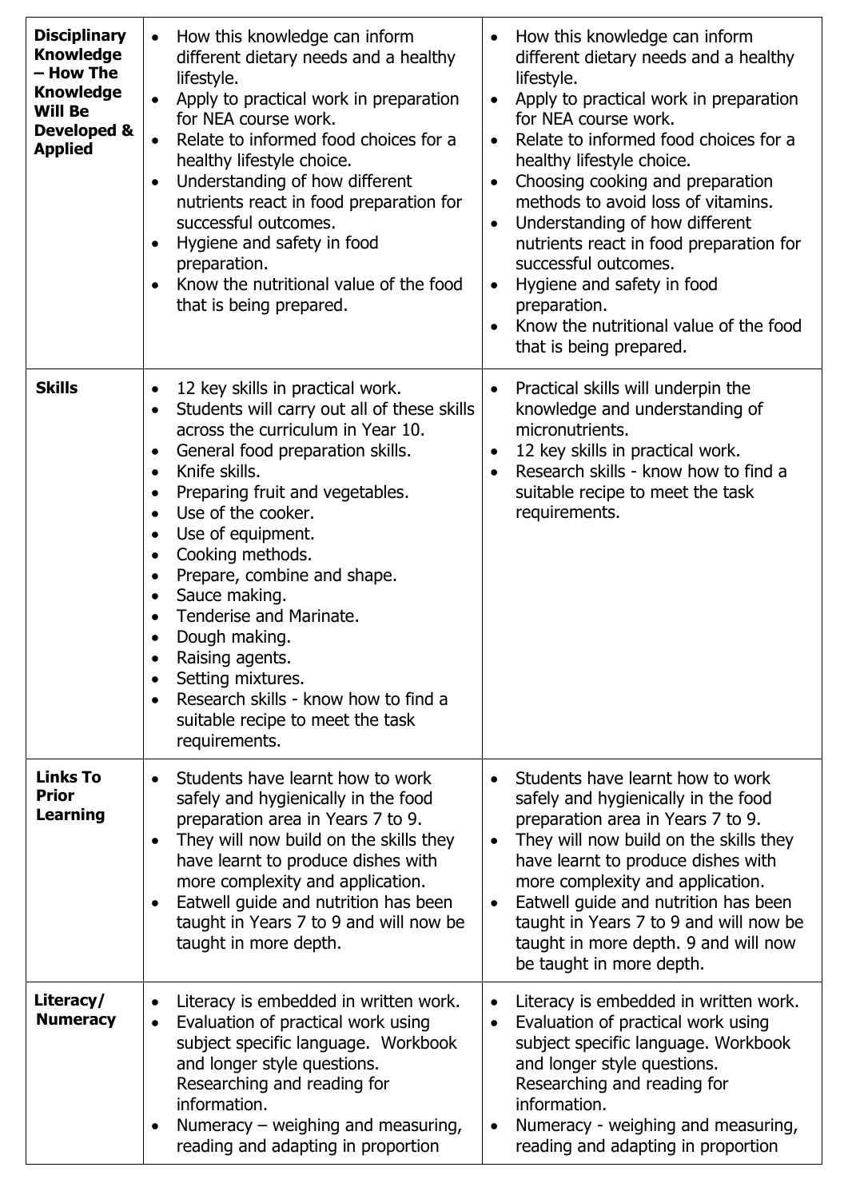| | | |
|---|---|---|
| **Disciplinary Knowledge – How The Knowledge Will Be Developed & Applied** | • How this knowledge can inform different dietary needs and a healthy lifestyle.<br>• Apply to practical work in preparation for NEA course work.<br>• Relate to informed food choices for a healthy lifestyle choice.<br>• Understanding of how different nutrients react in food preparation for successful outcomes.<br>• Hygiene and safety in food preparation.<br>• Know the nutritional value of the food that is being prepared. | • How this knowledge can inform different dietary needs and a healthy lifestyle.<br>• Apply to practical work in preparation for NEA course work.<br>• Relate to informed food choices for a healthy lifestyle choice.<br>• Choosing cooking and preparation methods to avoid loss of vitamins.<br>• Understanding of how different nutrients react in food preparation for successful outcomes.<br>• Hygiene and safety in food preparation.<br>• Know the nutritional value of the food that is being prepared. |
| **Skills** | • 12 key skills in practical work.<br>• Students will carry out all of these skills across the curriculum in Year 10.<br>• General food preparation skills.<br>• Knife skills.<br>• Preparing fruit and vegetables.<br>• Use of the cooker.<br>• Use of equipment.<br>• Cooking methods.<br>• Prepare, combine and shape.<br>• Sauce making.<br>• Tenderise and Marinate.<br>• Dough making.<br>• Raising agents.<br>• Setting mixtures.<br>• Research skills - know how to find a suitable recipe to meet the task requirements. | • Practical skills will underpin the knowledge and understanding of micronutrients.<br>• 12 key skills in practical work.<br>• Research skills - know how to find a suitable recipe to meet the task requirements. |
| **Links To Prior Learning** | • Students have learnt how to work safely and hygienically in the food preparation area in Years 7 to 9.<br>• They will now build on the skills they have learnt to produce dishes with more complexity and application.<br>• Eatwell guide and nutrition has been taught in Years 7 to 9 and will now be taught in more depth. | • Students have learnt how to work safely and hygienically in the food preparation area in Years 7 to 9.<br>• They will now build on the skills they have learnt to produce dishes with more complexity and application.<br>• Eatwell guide and nutrition has been taught in Years 7 to 9 and will now be taught in more depth. 9 and will now be taught in more depth. |
| **Literacy/ Numeracy** | • Literacy is embedded in written work.<br>• Evaluation of practical work using subject specific language. Workbook and longer style questions. Researching and reading for information.<br>• Numeracy – weighing and measuring, reading and adapting in proportion | • Literacy is embedded in written work.<br>• Evaluation of practical work using subject specific language. Workbook and longer style questions. Researching and reading for information.<br>• Numeracy - weighing and measuring, reading and adapting in proportion |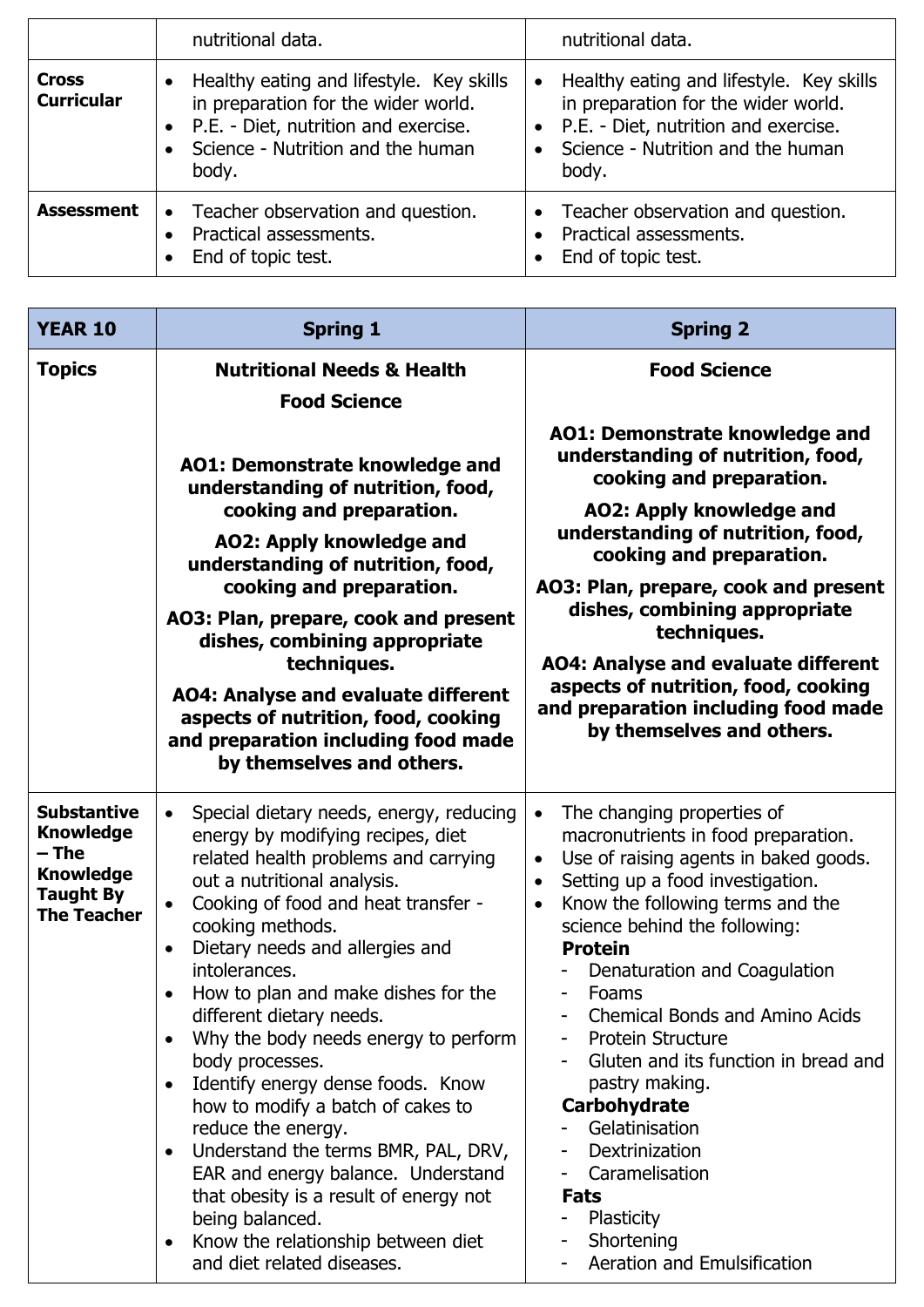| | | |
|---|---|---|
| | nutritional data. | nutritional data. |
| **Cross Curricular** | • Healthy eating and lifestyle. Key skills in preparation for the wider world.<br>• P.E. - Diet, nutrition and exercise.<br>• Science - Nutrition and the human body. | • Healthy eating and lifestyle. Key skills in preparation for the wider world.<br>• P.E. - Diet, nutrition and exercise.<br>• Science - Nutrition and the human body. |
| **Assessment** | • Teacher observation and question.<br>• Practical assessments.<br>• End of topic test. | • Teacher observation and question.<br>• Practical assessments.<br>• End of topic test. |

| **YEAR 10** | **Spring 1** | **Spring 2** |
|---|---|---|
| **Topics** | **Nutritional Needs & Health**<br>**Food Science**<br><br>**AO1: Demonstrate knowledge and understanding of nutrition, food, cooking and preparation.**<br>**AO2: Apply knowledge and understanding of nutrition, food, cooking and preparation.**<br>**AO3: Plan, prepare, cook and present dishes, combining appropriate techniques.**<br>**AO4: Analyse and evaluate different aspects of nutrition, food, cooking and preparation including food made by themselves and others.** | **Food Science**<br><br>**AO1: Demonstrate knowledge and understanding of nutrition, food, cooking and preparation.**<br>**AO2: Apply knowledge and understanding of nutrition, food, cooking and preparation.**<br>**AO3: Plan, prepare, cook and present dishes, combining appropriate techniques.**<br>**AO4: Analyse and evaluate different aspects of nutrition, food, cooking and preparation including food made by themselves and others.** |
| **Substantive Knowledge – The Knowledge Taught By The Teacher** | • Special dietary needs, energy, reducing energy by modifying recipes, diet related health problems and carrying out a nutritional analysis.<br>• Cooking of food and heat transfer - cooking methods.<br>• Dietary needs and allergies and intolerances.<br>• How to plan and make dishes for the different dietary needs.<br>• Why the body needs energy to perform body processes.<br>• Identify energy dense foods. Know how to modify a batch of cakes to reduce the energy.<br>• Understand the terms BMR, PAL, DRV, EAR and energy balance. Understand that obesity is a result of energy not being balanced.<br>• Know the relationship between diet and diet related diseases. | • The changing properties of macronutrients in food preparation.<br>• Use of raising agents in baked goods.<br>• Setting up a food investigation.<br>• Know the following terms and the science behind the following:<br>**Protein**<br>- Denaturation and Coagulation<br>- Foams<br>- Chemical Bonds and Amino Acids<br>- Protein Structure<br>- Gluten and its function in bread and pastry making.<br>**Carbohydrate**<br>- Gelatinisation<br>- Dextrinization<br>- Caramelisation<br>**Fats**<br>- Plasticity<br>- Shortening<br>- Aeration and Emulsification |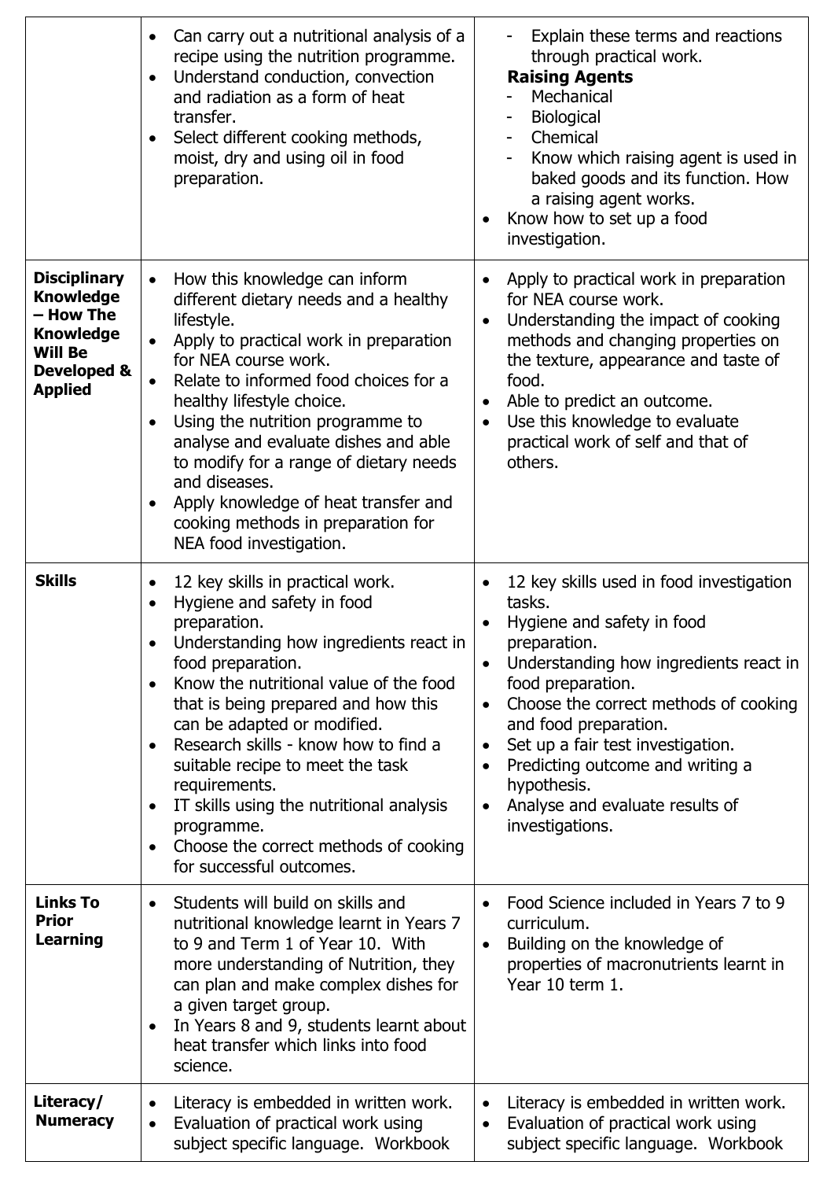| | | |
|---|---|---|
| | • Can carry out a nutritional analysis of a recipe using the nutrition programme.<br>• Understand conduction, convection and radiation as a form of heat transfer.<br>• Select different cooking methods, moist, dry and using oil in food preparation. | - Explain these terms and reactions through practical work.<br>**Raising Agents**<br>- Mechanical<br>- Biological<br>- Chemical<br>- Know which raising agent is used in baked goods and its function. How a raising agent works.<br>• Know how to set up a food investigation. |
| **Disciplinary Knowledge – How The Knowledge Will Be Developed & Applied** | • How this knowledge can inform different dietary needs and a healthy lifestyle.<br>• Apply to practical work in preparation for NEA course work.<br>• Relate to informed food choices for a healthy lifestyle choice.<br>• Using the nutrition programme to analyse and evaluate dishes and able to modify for a range of dietary needs and diseases.<br>• Apply knowledge of heat transfer and cooking methods in preparation for NEA food investigation. | • Apply to practical work in preparation for NEA course work.<br>• Understanding the impact of cooking methods and changing properties on the texture, appearance and taste of food.<br>• Able to predict an outcome.<br>• Use this knowledge to evaluate practical work of self and that of others. |
| **Skills** | • 12 key skills in practical work.<br>• Hygiene and safety in food preparation.<br>• Understanding how ingredients react in food preparation.<br>• Know the nutritional value of the food that is being prepared and how this can be adapted or modified.<br>• Research skills - know how to find a suitable recipe to meet the task requirements.<br>• IT skills using the nutritional analysis programme.<br>• Choose the correct methods of cooking for successful outcomes. | • 12 key skills used in food investigation tasks.<br>• Hygiene and safety in food preparation.<br>• Understanding how ingredients react in food preparation.<br>• Choose the correct methods of cooking and food preparation.<br>• Set up a fair test investigation.<br>• Predicting outcome and writing a hypothesis.<br>• Analyse and evaluate results of investigations. |
| **Links To Prior Learning** | • Students will build on skills and nutritional knowledge learnt in Years 7 to 9 and Term 1 of Year 10. With more understanding of Nutrition, they can plan and make complex dishes for a given target group.<br>• In Years 8 and 9, students learnt about heat transfer which links into food science. | • Food Science included in Years 7 to 9 curriculum.<br>• Building on the knowledge of properties of macronutrients learnt in Year 10 term 1. |
| **Literacy/ Numeracy** | • Literacy is embedded in written work.<br>• Evaluation of practical work using subject specific language. Workbook | • Literacy is embedded in written work.<br>• Evaluation of practical work using subject specific language. Workbook |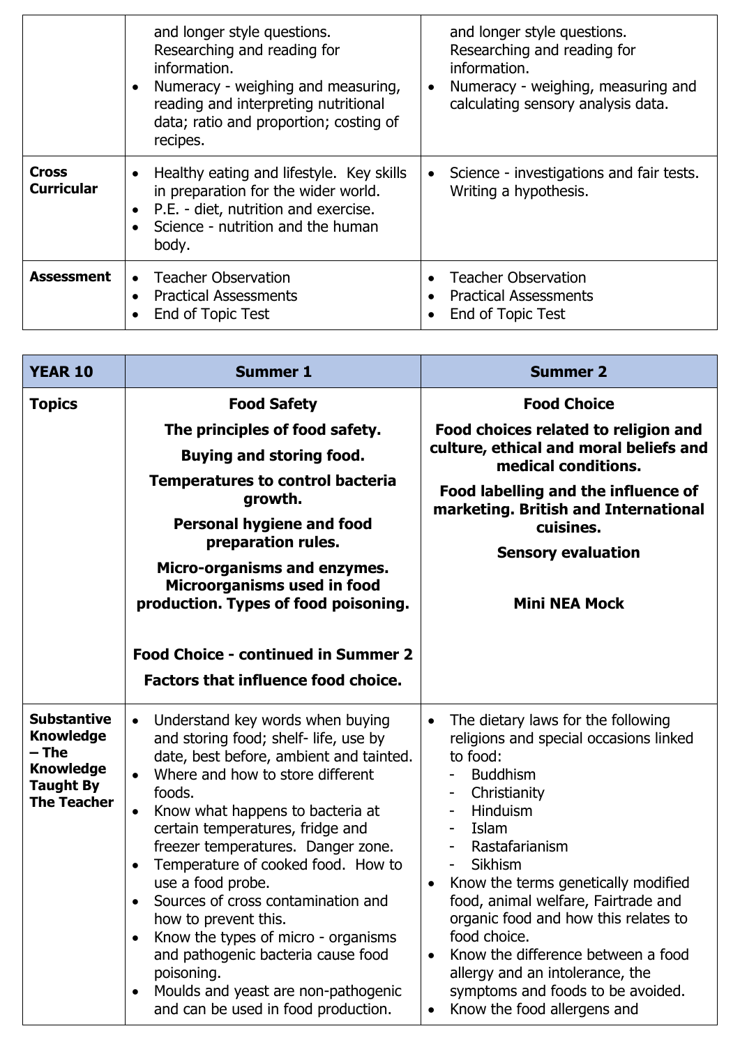| | | |
|---|---|---|
| | and longer style questions. Researching and reading for information.<br>• Numeracy - weighing and measuring, reading and interpreting nutritional data; ratio and proportion; costing of recipes. | and longer style questions. Researching and reading for information.<br>• Numeracy - weighing, measuring and calculating sensory analysis data. |
| **Cross Curricular** | • Healthy eating and lifestyle. Key skills in preparation for the wider world.<br>• P.E. - diet, nutrition and exercise.<br>• Science - nutrition and the human body. | • Science - investigations and fair tests. Writing a hypothesis. |
| **Assessment** | • Teacher Observation<br>• Practical Assessments<br>• End of Topic Test | • Teacher Observation<br>• Practical Assessments<br>• End of Topic Test |

| **YEAR 10** | **Summer 1** | **Summer 2** |
|---|---|---|
| **Topics** | **Food Safety**<br>**The principles of food safety.**<br>**Buying and storing food.**<br>**Temperatures to control bacteria growth.**<br>**Personal hygiene and food preparation rules.**<br>**Micro-organisms and enzymes. Microorganisms used in food production. Types of food poisoning.**<br><br>**Food Choice - continued in Summer 2**<br>**Factors that influence food choice.** | **Food Choice**<br>**Food choices related to religion and culture, ethical and moral beliefs and medical conditions.**<br>**Food labelling and the influence of marketing. British and International cuisines.**<br>**Sensory evaluation**<br><br>**Mini NEA Mock** |
| **Substantive Knowledge – The Knowledge Taught By The Teacher** | • Understand key words when buying and storing food; shelf- life, use by date, best before, ambient and tainted.<br>• Where and how to store different foods.<br>• Know what happens to bacteria at certain temperatures, fridge and freezer temperatures. Danger zone.<br>• Temperature of cooked food. How to use a food probe.<br>• Sources of cross contamination and how to prevent this.<br>• Know the types of micro - organisms and pathogenic bacteria cause food poisoning.<br>• Moulds and yeast are non-pathogenic and can be used in food production. | • The dietary laws for the following religions and special occasions linked to food:<br>- Buddhism<br>- Christianity<br>- Hinduism<br>- Islam<br>- Rastafarianism<br>- Sikhism<br>• Know the terms genetically modified food, animal welfare, Fairtrade and organic food and how this relates to food choice.<br>• Know the difference between a food allergy and an intolerance, the symptoms and foods to be avoided.<br>• Know the food allergens and |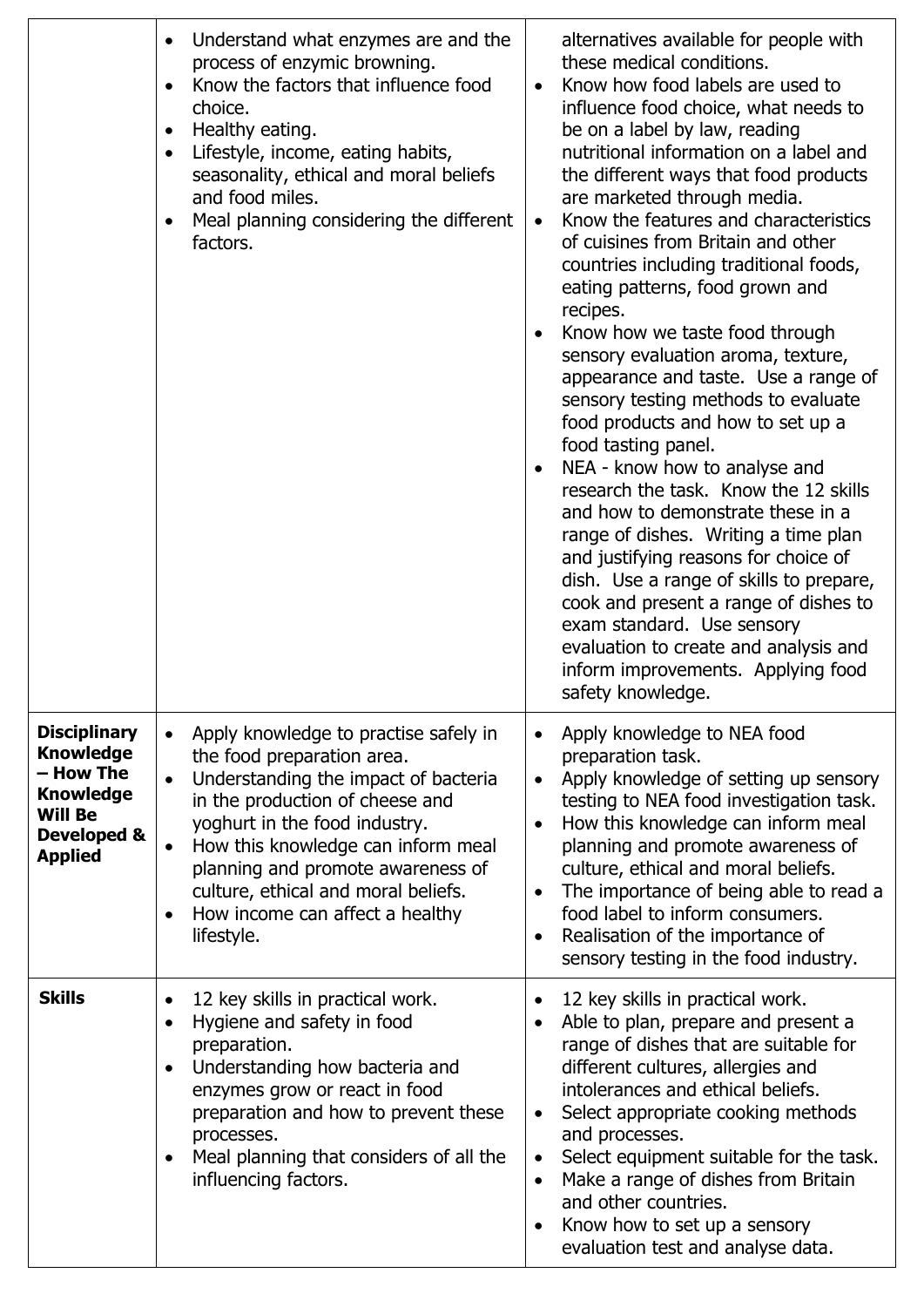| | | |
|---|---|---|
| | • Understand what enzymes are and the process of enzymic browning.<br>• Know the factors that influence food choice.<br>• Healthy eating.<br>• Lifestyle, income, eating habits, seasonality, ethical and moral beliefs and food miles.<br>• Meal planning considering the different factors. | alternatives available for people with these medical conditions.<br>• Know how food labels are used to influence food choice, what needs to be on a label by law, reading nutritional information on a label and the different ways that food products are marketed through media.<br>• Know the features and characteristics of cuisines from Britain and other countries including traditional foods, eating patterns, food grown and recipes.<br>• Know how we taste food through sensory evaluation aroma, texture, appearance and taste. Use a range of sensory testing methods to evaluate food products and how to set up a food tasting panel.<br>• NEA - know how to analyse and research the task. Know the 12 skills and how to demonstrate these in a range of dishes. Writing a time plan and justifying reasons for choice of dish. Use a range of skills to prepare, cook and present a range of dishes to exam standard. Use sensory evaluation to create and analysis and inform improvements. Applying food safety knowledge. |
| **Disciplinary Knowledge – How The Knowledge Will Be Developed & Applied** | • Apply knowledge to practise safely in the food preparation area.<br>• Understanding the impact of bacteria in the production of cheese and yoghurt in the food industry.<br>• How this knowledge can inform meal planning and promote awareness of culture, ethical and moral beliefs.<br>• How income can affect a healthy lifestyle. | • Apply knowledge to NEA food preparation task.<br>• Apply knowledge of setting up sensory testing to NEA food investigation task.<br>• How this knowledge can inform meal planning and promote awareness of culture, ethical and moral beliefs.<br>• The importance of being able to read a food label to inform consumers.<br>• Realisation of the importance of sensory testing in the food industry. |
| **Skills** | • 12 key skills in practical work.<br>• Hygiene and safety in food preparation.<br>• Understanding how bacteria and enzymes grow or react in food preparation and how to prevent these processes.<br>• Meal planning that considers of all the influencing factors. | • 12 key skills in practical work.<br>• Able to plan, prepare and present a range of dishes that are suitable for different cultures, allergies and intolerances and ethical beliefs.<br>• Select appropriate cooking methods and processes.<br>• Select equipment suitable for the task.<br>• Make a range of dishes from Britain and other countries.<br>• Know how to set up a sensory evaluation test and analyse data. |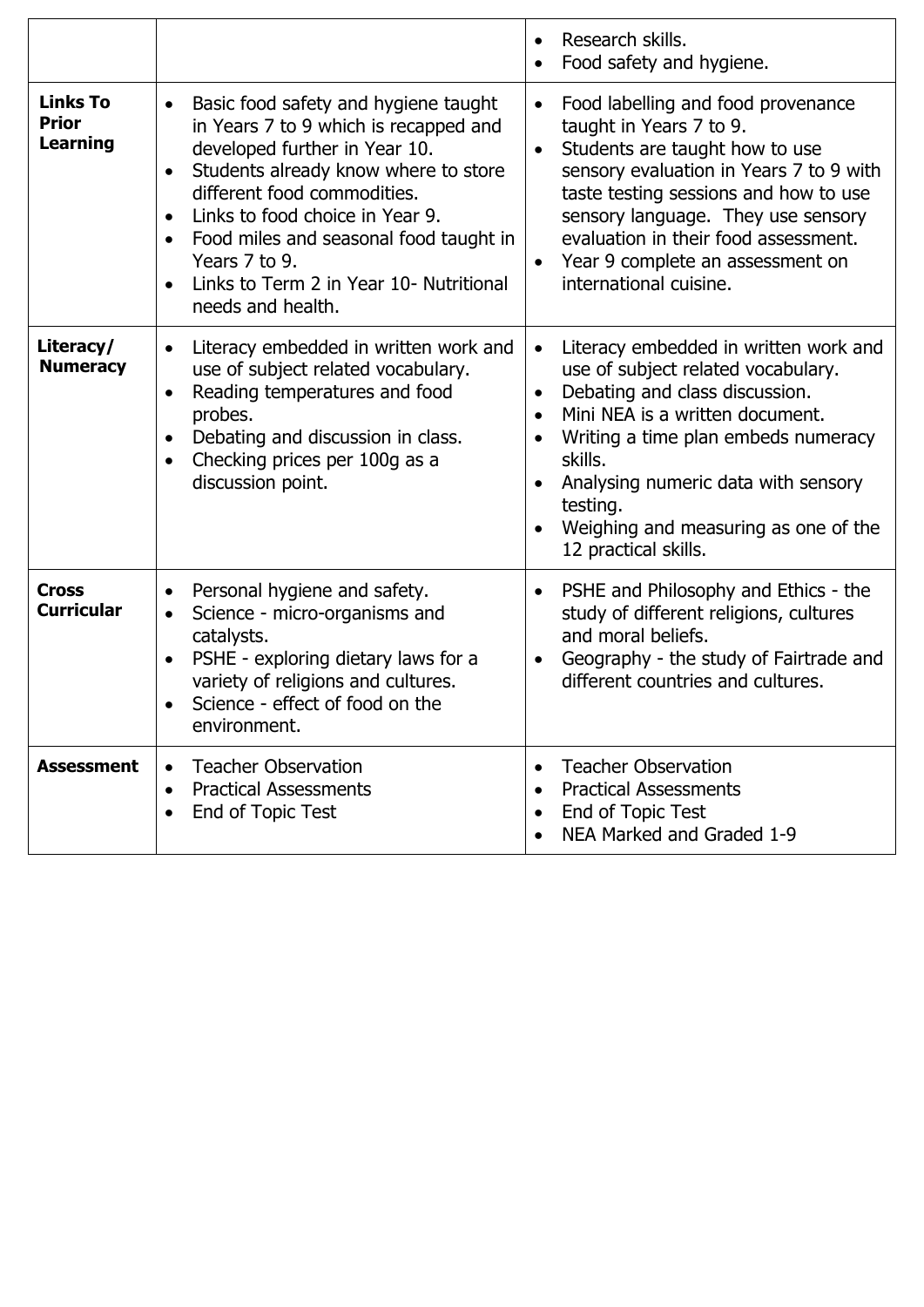| | | |
|---|---|---|
| | | • Research skills.<br>• Food safety and hygiene. |
| **Links To Prior Learning** | • Basic food safety and hygiene taught in Years 7 to 9 which is recapped and developed further in Year 10.<br>• Students already know where to store different food commodities.<br>• Links to food choice in Year 9.<br>• Food miles and seasonal food taught in Years 7 to 9.<br>• Links to Term 2 in Year 10- Nutritional needs and health. | • Food labelling and food provenance taught in Years 7 to 9.<br>• Students are taught how to use sensory evaluation in Years 7 to 9 with taste testing sessions and how to use sensory language. They use sensory evaluation in their food assessment.<br>• Year 9 complete an assessment on international cuisine. |
| **Literacy/ Numeracy** | • Literacy embedded in written work and use of subject related vocabulary.<br>• Reading temperatures and food probes.<br>• Debating and discussion in class.<br>• Checking prices per 100g as a discussion point. | • Literacy embedded in written work and use of subject related vocabulary.<br>• Debating and class discussion.<br>• Mini NEA is a written document.<br>• Writing a time plan embeds numeracy skills.<br>• Analysing numeric data with sensory testing.<br>• Weighing and measuring as one of the 12 practical skills. |
| **Cross Curricular** | • Personal hygiene and safety.<br>• Science - micro-organisms and catalysts.<br>• PSHE - exploring dietary laws for a variety of religions and cultures.<br>• Science - effect of food on the environment. | • PSHE and Philosophy and Ethics - the study of different religions, cultures and moral beliefs.<br>• Geography - the study of Fairtrade and different countries and cultures. |
| **Assessment** | • Teacher Observation<br>• Practical Assessments<br>• End of Topic Test | • Teacher Observation<br>• Practical Assessments<br>• End of Topic Test<br>• NEA Marked and Graded 1-9 |